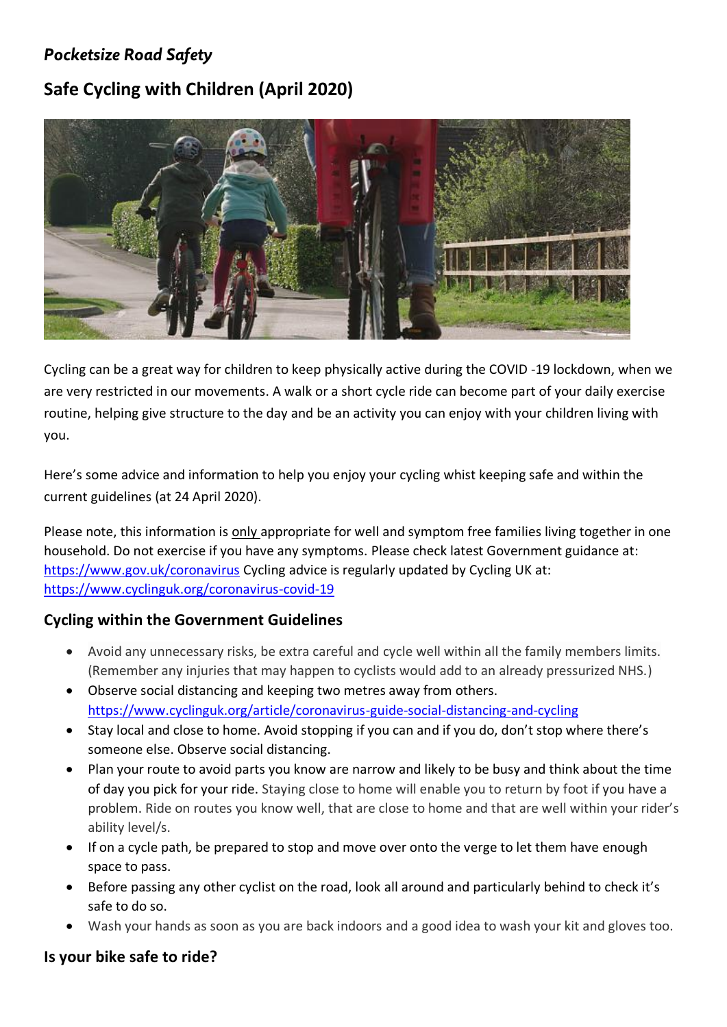*Pocketsize Road Safety*

# Safe Cycling with Children (April 2020)

Cycling can be a great way for children to keep physically active during the COVID -19 lockdown, when we are very restricted in our movements. A walk or a short cycle ride can become part of your daily exercise routine, helping give structure to the day and be an activity you can enjoy with your children living with you.

Here's some advice and information to help you enjoy your cycling whist keeping safe and within the current guidelines (at 24 April 2020).

Please note, this information is only appropriate for well and symptom free families living together in one household. Do not exercise if you have any symptoms. Please check latest Government guidance at: https://www.gov.uk/coronavirus Cycling advice is regularly updated by Cycling UK at: https://www.cyclinguk.org/coronavirus-covid-19

## Cycling within the Government Guidelines

- Avoid any unnecessary risks, be extra careful and cycle well within all the family members limits. (Remember any injuries that may happen to cyclists would add to an already pressurized NHS.)
- Observe social distancing and keeping two metres away from others. https://www.cyclinguk.org/article/coronavirus-guide-social-distancing-and-cycling
- Stay local and close to home. Avoid stopping if you can and if you do, don't stop where there's someone else. Observe social distancing.
- Plan your route to avoid parts you know are narrow and likely to be busy and think about the time of day you pick for your ride. Staying close to home will enable you to return by foot if you have a problem. Ride on routes you know well, that are close to home and that are well within your rider's ability level/s.
- If on a cycle path, be prepared to stop and move over onto the verge to let them have enough space to pass.
- Before passing any other cyclist on the road, look all around and particularly behind to check it's safe to do so.
- Wash your hands as soon as you are back indoors and a good idea to wash your kit and gloves too.

## Is your bike safe to ride?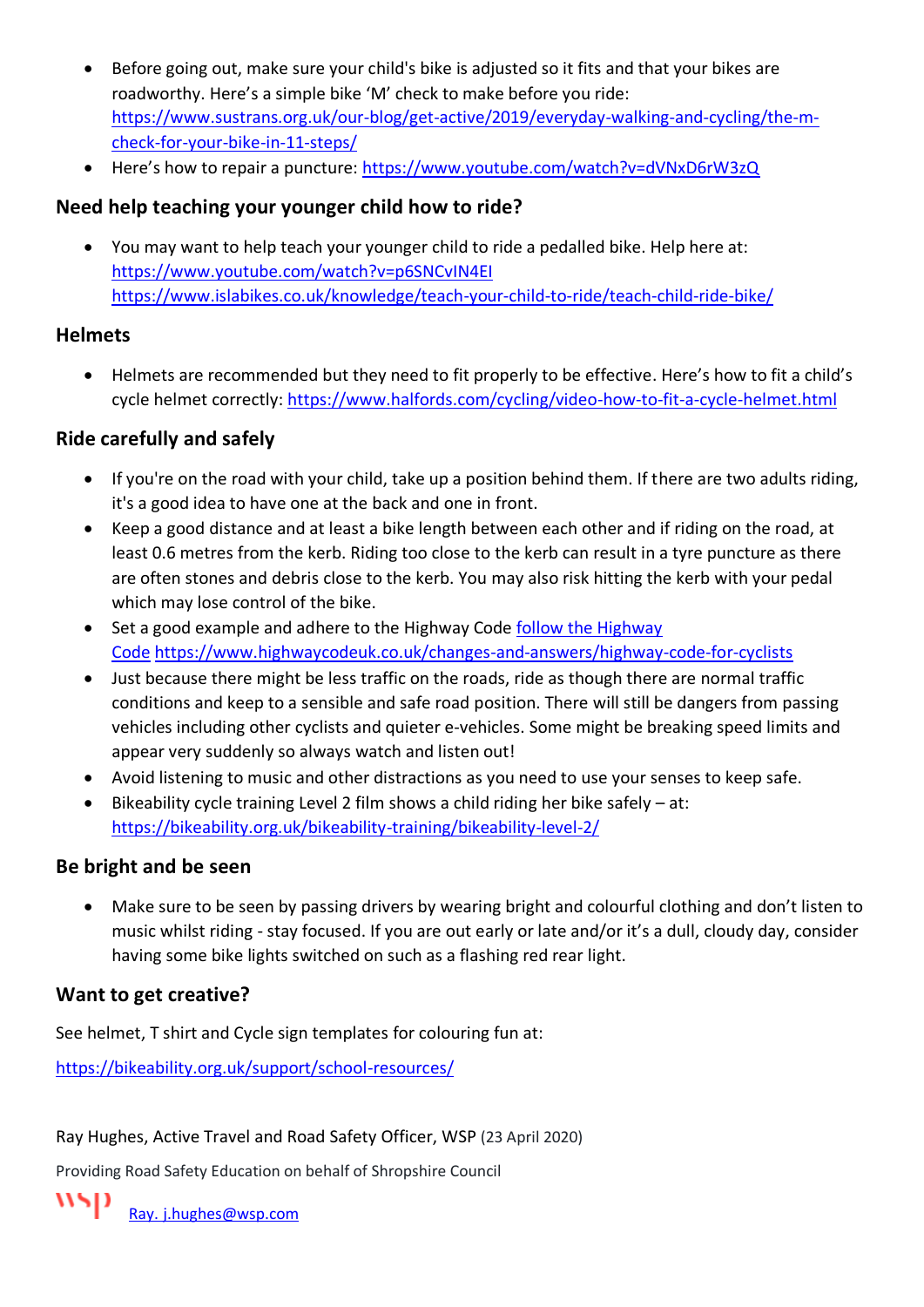- Before going out, make sure your child's bike is adjusted so it fits and that your bikes are roadworthy. Here's a simple bike 'M' check to make before you ride: https://www.sustrans.org.uk/our-blog/get-active/2019/everyday-walking-and-cycling/the-m-check-for-your-bike-in-11-steps/
- Here's how to repair a puncture: https://www.youtube.com/watch?v=dVNxD6rW3zQ

## Need help teaching your younger child how to ride?

- You may want to help teach your younger child to ride a pedalled bike. Help here at: https://www.youtube.com/watch?v=p6SNCvIN4EI https://www.islabikes.co.uk/knowledge/teach-your-child-to-ride/teach-child-ride-bike/

## Helmets

- Helmets are recommended but they need to fit properly to be effective. Here's how to fit a child's cycle helmet correctly: https://www.halfords.com/cycling/video-how-to-fit-a-cycle-helmet.html

## Ride carefully and safely

- If you're on the road with your child, take up a position behind them. If there are two adults riding, it's a good idea to have one at the back and one in front.
- Keep a good distance and at least a bike length between each other and if riding on the road, at least 0.6 metres from the kerb. Riding too close to the kerb can result in a tyre puncture as there are often stones and debris close to the kerb. You may also risk hitting the kerb with your pedal which may lose control of the bike.
- Set a good example and adhere to the Highway Code follow the Highway Code https://www.highwaycodeuk.co.uk/changes-and-answers/highway-code-for-cyclists
- Just because there might be less traffic on the roads, ride as though there are normal traffic conditions and keep to a sensible and safe road position. There will still be dangers from passing vehicles including other cyclists and quieter e-vehicles. Some might be breaking speed limits and appear very suddenly so always watch and listen out!
- Avoid listening to music and other distractions as you need to use your senses to keep safe.
- Bikeability cycle training Level 2 film shows a child riding her bike safely – at: https://bikeability.org.uk/bikeability-training/bikeability-level-2/

## Be bright and be seen

- Make sure to be seen by passing drivers by wearing bright and colourful clothing and don't listen to music whilst riding - stay focused. If you are out early or late and/or it's a dull, cloudy day, consider having some bike lights switched on such as a flashing red rear light.

## Want to get creative?

See helmet, T shirt and Cycle sign templates for colouring fun at:

https://bikeability.org.uk/support/school-resources/

Ray Hughes, Active Travel and Road Safety Officer, WSP (23 April 2020)

Providing Road Safety Education on behalf of Shropshire Council

wsp Ray. j.hughes@wsp.com